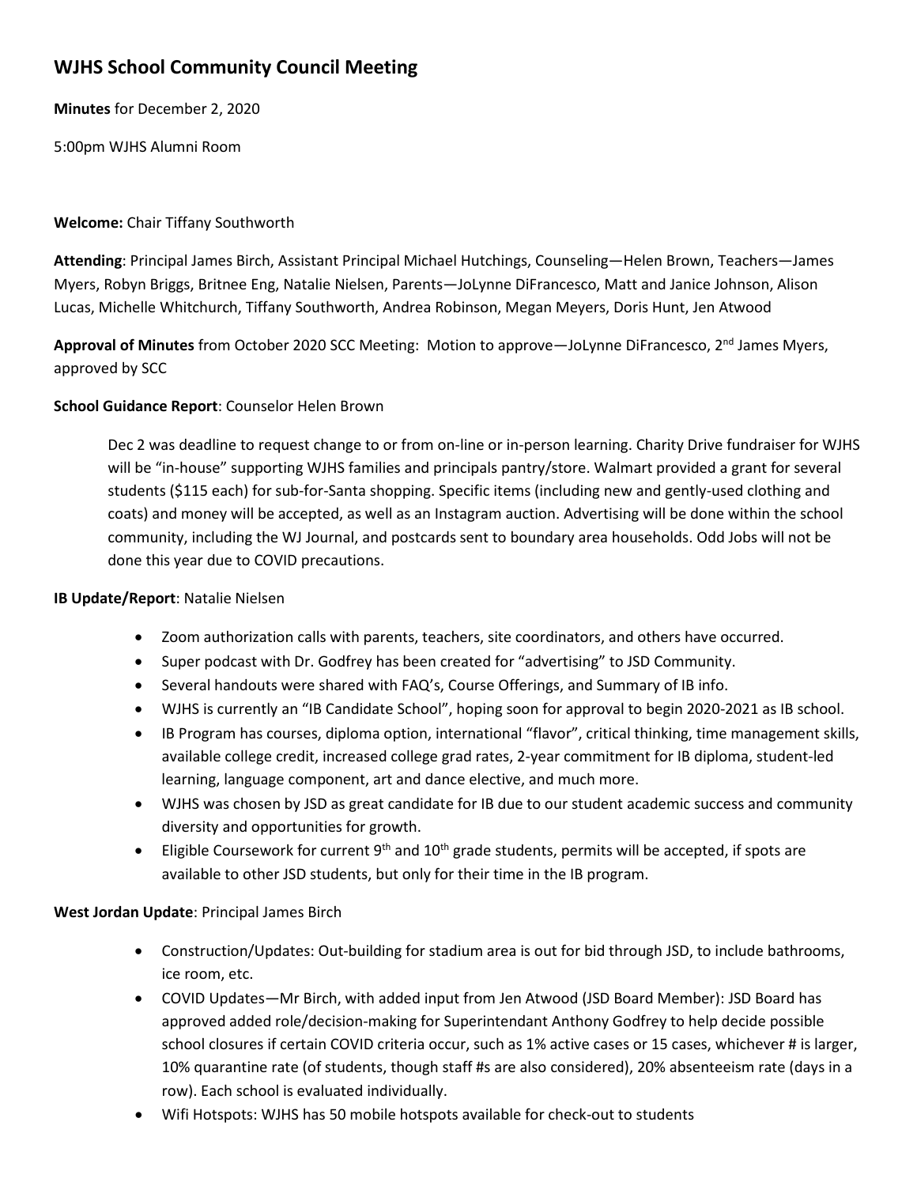# WJHS School Community Council Meeting

**Minutes** for December 2, 2020

5:00pm WJHS Alumni Room

**Welcome:** Chair Tiffany Southworth

**Attending**: Principal James Birch, Assistant Principal Michael Hutchings, Counseling—Helen Brown, Teachers—James Myers, Robyn Briggs, Britnee Eng, Natalie Nielsen, Parents—JoLynne DiFrancesco, Matt and Janice Johnson, Alison Lucas, Michelle Whitchurch, Tiffany Southworth, Andrea Robinson, Megan Meyers, Doris Hunt, Jen Atwood

**Approval of Minutes** from October 2020 SCC Meeting: Motion to approve—JoLynne DiFrancesco, 2nd James Myers, approved by SCC

**School Guidance Report**: Counselor Helen Brown

> Dec 2 was deadline to request change to or from on-line or in-person learning. Charity Drive fundraiser for WJHS will be "in-house" supporting WJHS families and principals pantry/store. Walmart provided a grant for several students ($115 each) for sub-for-Santa shopping. Specific items (including new and gently-used clothing and coats) and money will be accepted, as well as an Instagram auction. Advertising will be done within the school community, including the WJ Journal, and postcards sent to boundary area households. Odd Jobs will not be done this year due to COVID precautions.

**IB Update/Report**: Natalie Nielsen

- Zoom authorization calls with parents, teachers, site coordinators, and others have occurred.
- Super podcast with Dr. Godfrey has been created for "advertising" to JSD Community.
- Several handouts were shared with FAQ's, Course Offerings, and Summary of IB info.
- WJHS is currently an "IB Candidate School", hoping soon for approval to begin 2020-2021 as IB school.
- IB Program has courses, diploma option, international "flavor", critical thinking, time management skills, available college credit, increased college grad rates, 2-year commitment for IB diploma, student-led learning, language component, art and dance elective, and much more.
- WJHS was chosen by JSD as great candidate for IB due to our student academic success and community diversity and opportunities for growth.
- Eligible Coursework for current 9th and 10th grade students, permits will be accepted, if spots are available to other JSD students, but only for their time in the IB program.

**West Jordan Update**: Principal James Birch

- Construction/Updates: Out-building for stadium area is out for bid through JSD, to include bathrooms, ice room, etc.
- COVID Updates—Mr Birch, with added input from Jen Atwood (JSD Board Member): JSD Board has approved added role/decision-making for Superintendant Anthony Godfrey to help decide possible school closures if certain COVID criteria occur, such as 1% active cases or 15 cases, whichever # is larger, 10% quarantine rate (of students, though staff #s are also considered), 20% absenteeism rate (days in a row). Each school is evaluated individually.
- Wifi Hotspots: WJHS has 50 mobile hotspots available for check-out to students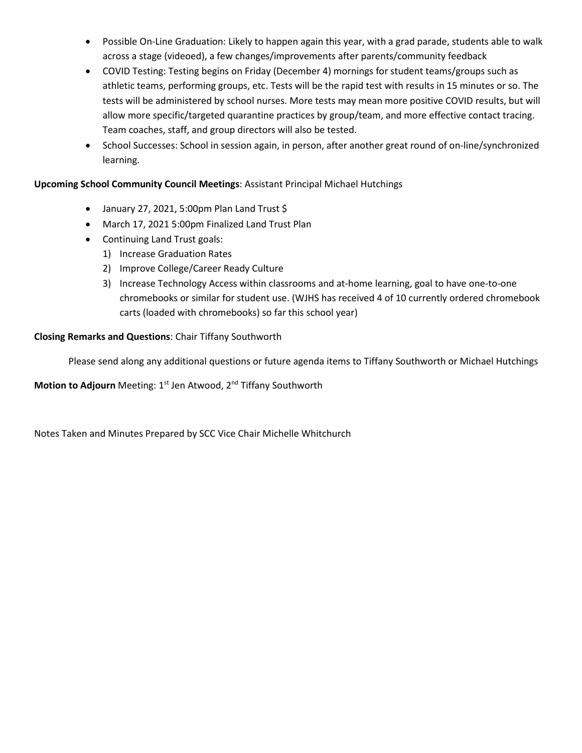- Possible On-Line Graduation: Likely to happen again this year, with a grad parade, students able to walk across a stage (videoed), a few changes/improvements after parents/community feedback
- COVID Testing: Testing begins on Friday (December 4) mornings for student teams/groups such as athletic teams, performing groups, etc. Tests will be the rapid test with results in 15 minutes or so. The tests will be administered by school nurses. More tests may mean more positive COVID results, but will allow more specific/targeted quarantine practices by group/team, and more effective contact tracing. Team coaches, staff, and group directors will also be tested.
- School Successes: School in session again, in person, after another great round of on-line/synchronized learning.

**Upcoming School Community Council Meetings**: Assistant Principal Michael Hutchings

- January 27, 2021, 5:00pm Plan Land Trust $
- March 17, 2021 5:00pm Finalized Land Trust Plan
- Continuing Land Trust goals:
  1) Increase Graduation Rates
  2) Improve College/Career Ready Culture
  3) Increase Technology Access within classrooms and at-home learning, goal to have one-to-one chromebooks or similar for student use. (WJHS has received 4 of 10 currently ordered chromebook carts (loaded with chromebooks) so far this school year)

**Closing Remarks and Questions**: Chair Tiffany Southworth

Please send along any additional questions or future agenda items to Tiffany Southworth or Michael Hutchings

**Motion to Adjourn** Meeting: 1st Jen Atwood, 2nd Tiffany Southworth

Notes Taken and Minutes Prepared by SCC Vice Chair Michelle Whitchurch